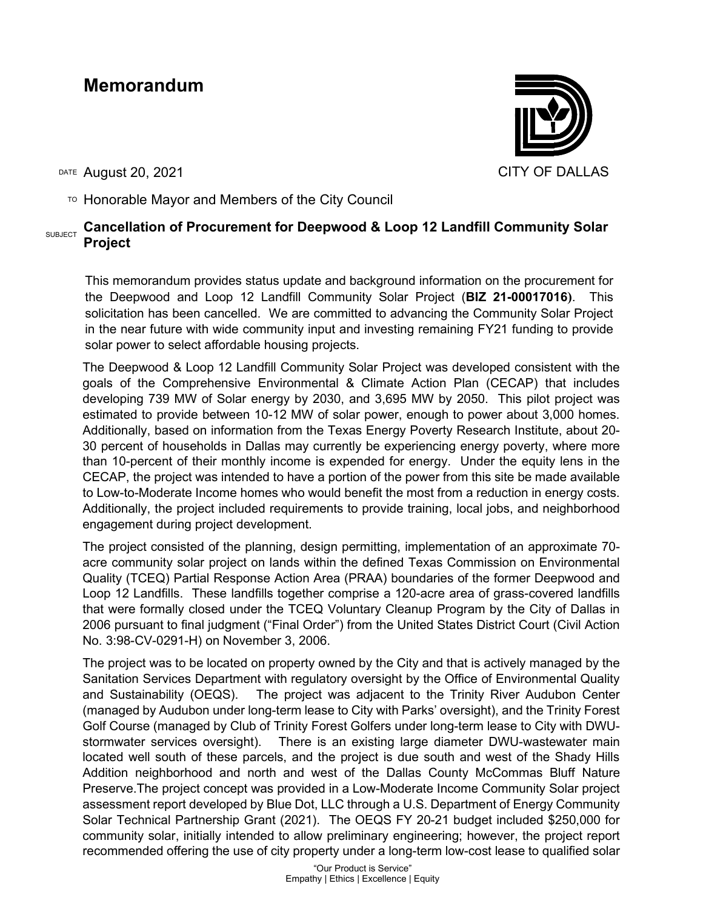# Memorandum

CITY OF DALLAS

DATE August 20, 2021

TO Honorable Mayor and Members of the City Council

SUBJECT **Cancellation of Procurement for Deepwood & Loop 12 Landfill Community Solar Project**

This memorandum provides status update and background information on the procurement for the Deepwood and Loop 12 Landfill Community Solar Project (**BIZ 21-00017016)**. This solicitation has been cancelled. We are committed to advancing the Community Solar Project in the near future with wide community input and investing remaining FY21 funding to provide solar power to select affordable housing projects.

The Deepwood & Loop 12 Landfill Community Solar Project was developed consistent with the goals of the Comprehensive Environmental & Climate Action Plan (CECAP) that includes developing 739 MW of Solar energy by 2030, and 3,695 MW by 2050. This pilot project was estimated to provide between 10-12 MW of solar power, enough to power about 3,000 homes. Additionally, based on information from the Texas Energy Poverty Research Institute, about 20-30 percent of households in Dallas may currently be experiencing energy poverty, where more than 10-percent of their monthly income is expended for energy. Under the equity lens in the CECAP, the project was intended to have a portion of the power from this site be made available to Low-to-Moderate Income homes who would benefit the most from a reduction in energy costs. Additionally, the project included requirements to provide training, local jobs, and neighborhood engagement during project development.

The project consisted of the planning, design permitting, implementation of an approximate 70-acre community solar project on lands within the defined Texas Commission on Environmental Quality (TCEQ) Partial Response Action Area (PRAA) boundaries of the former Deepwood and Loop 12 Landfills. These landfills together comprise a 120-acre area of grass-covered landfills that were formally closed under the TCEQ Voluntary Cleanup Program by the City of Dallas in 2006 pursuant to final judgment ("Final Order") from the United States District Court (Civil Action No. 3:98-CV-0291-H) on November 3, 2006.

The project was to be located on property owned by the City and that is actively managed by the Sanitation Services Department with regulatory oversight by the Office of Environmental Quality and Sustainability (OEQS). The project was adjacent to the Trinity River Audubon Center (managed by Audubon under long-term lease to City with Parks' oversight), and the Trinity Forest Golf Course (managed by Club of Trinity Forest Golfers under long-term lease to City with DWU-stormwater services oversight). There is an existing large diameter DWU-wastewater main located well south of these parcels, and the project is due south and west of the Shady Hills Addition neighborhood and north and west of the Dallas County McCommas Bluff Nature Preserve.The project concept was provided in a Low-Moderate Income Community Solar project assessment report developed by Blue Dot, LLC through a U.S. Department of Energy Community Solar Technical Partnership Grant (2021). The OEQS FY 20-21 budget included $250,000 for community solar, initially intended to allow preliminary engineering; however, the project report recommended offering the use of city property under a long-term low-cost lease to qualified solar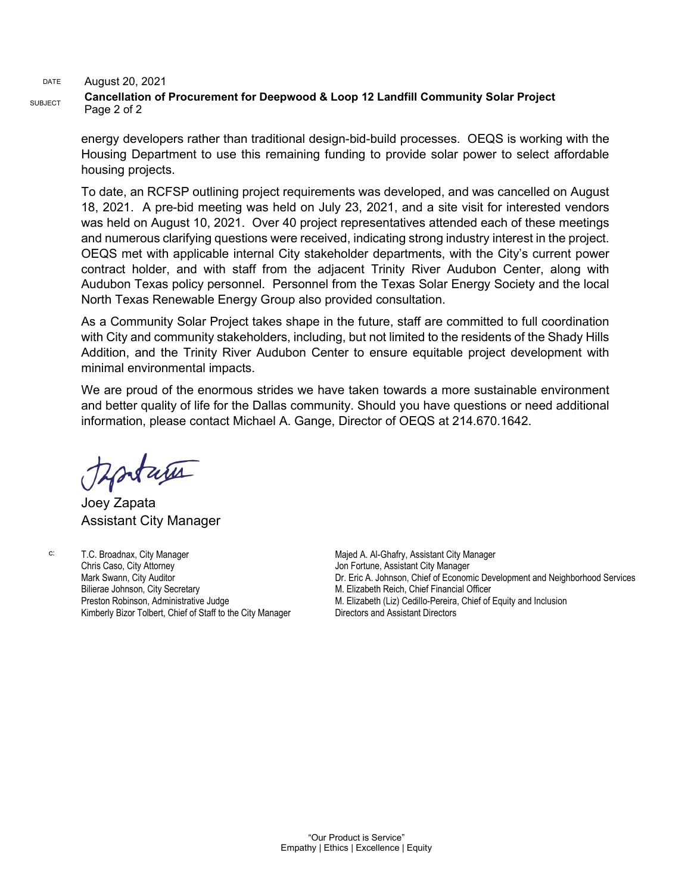energy developers rather than traditional design-bid-build processes. OEQS is working with the Housing Department to use this remaining funding to provide solar power to select affordable housing projects.

To date, an RCFSP outlining project requirements was developed, and was cancelled on August 18, 2021. A pre-bid meeting was held on July 23, 2021, and a site visit for interested vendors was held on August 10, 2021. Over 40 project representatives attended each of these meetings and numerous clarifying questions were received, indicating strong industry interest in the project. OEQS met with applicable internal City stakeholder departments, with the City's current power contract holder, and with staff from the adjacent Trinity River Audubon Center, along with Audubon Texas policy personnel. Personnel from the Texas Solar Energy Society and the local North Texas Renewable Energy Group also provided consultation.

As a Community Solar Project takes shape in the future, staff are committed to full coordination with City and community stakeholders, including, but not limited to the residents of the Shady Hills Addition, and the Trinity River Audubon Center to ensure equitable project development with minimal environmental impacts.

We are proud of the enormous strides we have taken towards a more sustainable environment and better quality of life for the Dallas community. Should you have questions or need additional information, please contact Michael A. Gange, Director of OEQS at 214.670.1642.

Joey Zapata
Assistant City Manager

c:
T.C. Broadnax, City Manager
Chris Caso, City Attorney
Mark Swann, City Auditor
Bilierae Johnson, City Secretary
Preston Robinson, Administrative Judge
Kimberly Bizor Tolbert, Chief of Staff to the City Manager
Majed A. Al-Ghafry, Assistant City Manager
Jon Fortune, Assistant City Manager
Dr. Eric A. Johnson, Chief of Economic Development and Neighborhood Services
M. Elizabeth Reich, Chief Financial Officer
M. Elizabeth (Liz) Cedillo-Pereira, Chief of Equity and Inclusion
Directors and Assistant Directors